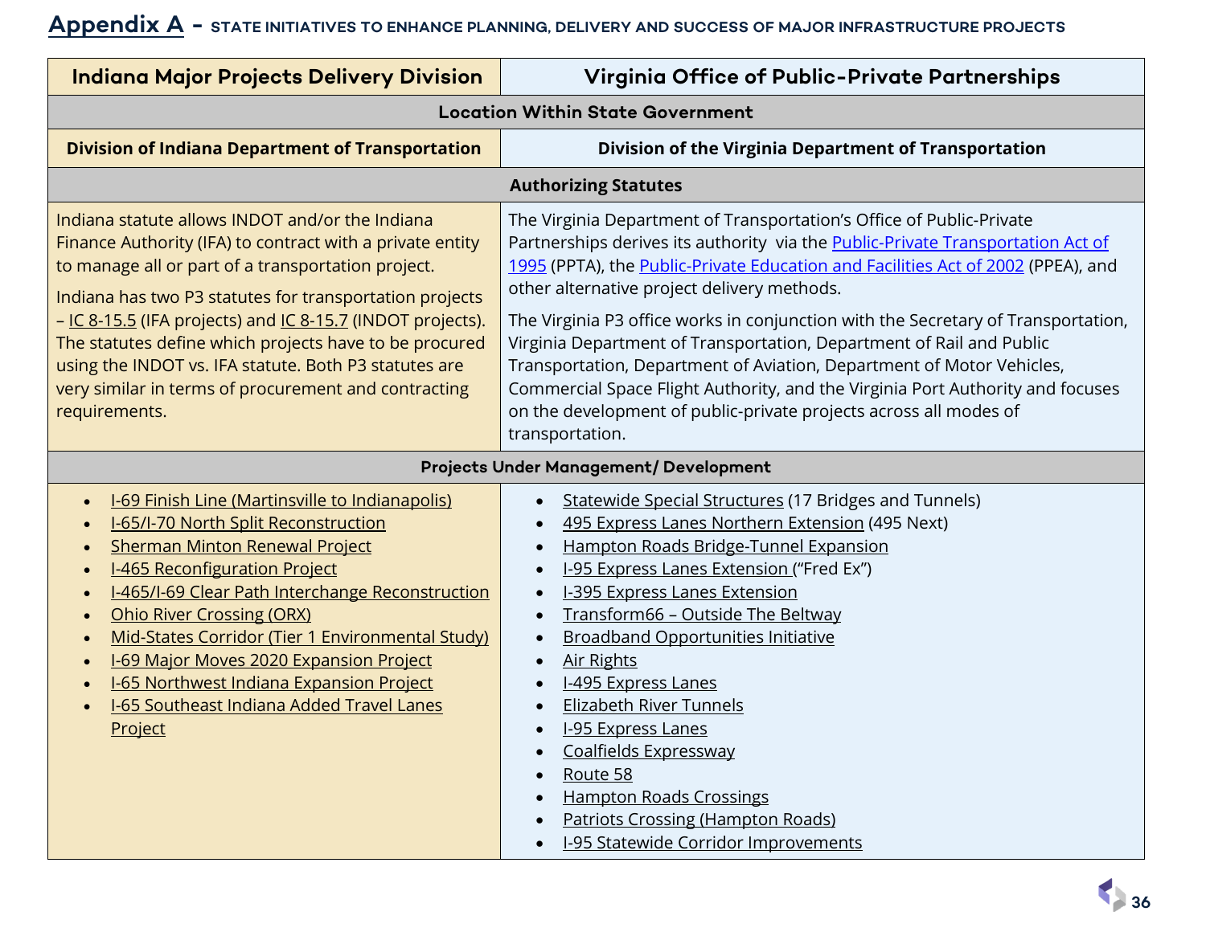## Appendix A - STATE INITIATIVES TO ENHANCE PLANNING, DELIVERY AND SUCCESS OF MAJOR INFRASTRUCTURE PROJECTS

| Indiana Major Projects Delivery Division | Virginia Office of Public-Private Partnerships |
|---|---|
| **Location Within State Government** | |
| **Division of Indiana Department of Transportation** | **Division of the Virginia Department of Transportation** |
| **Authorizing Statutes** | |
| Indiana statute allows INDOT and/or the Indiana Finance Authority (IFA) to contract with a private entity to manage all or part of a transportation project.<br><br>Indiana has two P3 statutes for transportation projects – IC 8-15.5 (IFA projects) and IC 8-15.7 (INDOT projects). The statutes define which projects have to be procured using the INDOT vs. IFA statute. Both P3 statutes are very similar in terms of procurement and contracting requirements. | The Virginia Department of Transportation's Office of Public-Private Partnerships derives its authority via the Public-Private Transportation Act of 1995 (PPTA), the Public-Private Education and Facilities Act of 2002 (PPEA), and other alternative project delivery methods.<br><br>The Virginia P3 office works in conjunction with the Secretary of Transportation, Virginia Department of Transportation, Department of Rail and Public Transportation, Department of Aviation, Department of Motor Vehicles, Commercial Space Flight Authority, and the Virginia Port Authority and focuses on the development of public-private projects across all modes of transportation. |
| **Projects Under Management/ Development** | |
| • I-69 Finish Line (Martinsville to Indianapolis)<br>• I-65/I-70 North Split Reconstruction<br>• Sherman Minton Renewal Project<br>• I-465 Reconfiguration Project<br>• I-465/I-69 Clear Path Interchange Reconstruction<br>• Ohio River Crossing (ORX)<br>• Mid-States Corridor (Tier 1 Environmental Study)<br>• I-69 Major Moves 2020 Expansion Project<br>• I-65 Northwest Indiana Expansion Project<br>• I-65 Southeast Indiana Added Travel Lanes Project | • Statewide Special Structures (17 Bridges and Tunnels)<br>• 495 Express Lanes Northern Extension (495 Next)<br>• Hampton Roads Bridge-Tunnel Expansion<br>• I-95 Express Lanes Extension ("Fred Ex")<br>• I-395 Express Lanes Extension<br>• Transform66 – Outside The Beltway<br>• Broadband Opportunities Initiative<br>• Air Rights<br>• I-495 Express Lanes<br>• Elizabeth River Tunnels<br>• I-95 Express Lanes<br>• Coalfields Expressway<br>• Route 58<br>• Hampton Roads Crossings<br>• Patriots Crossing (Hampton Roads)<br>• I-95 Statewide Corridor Improvements |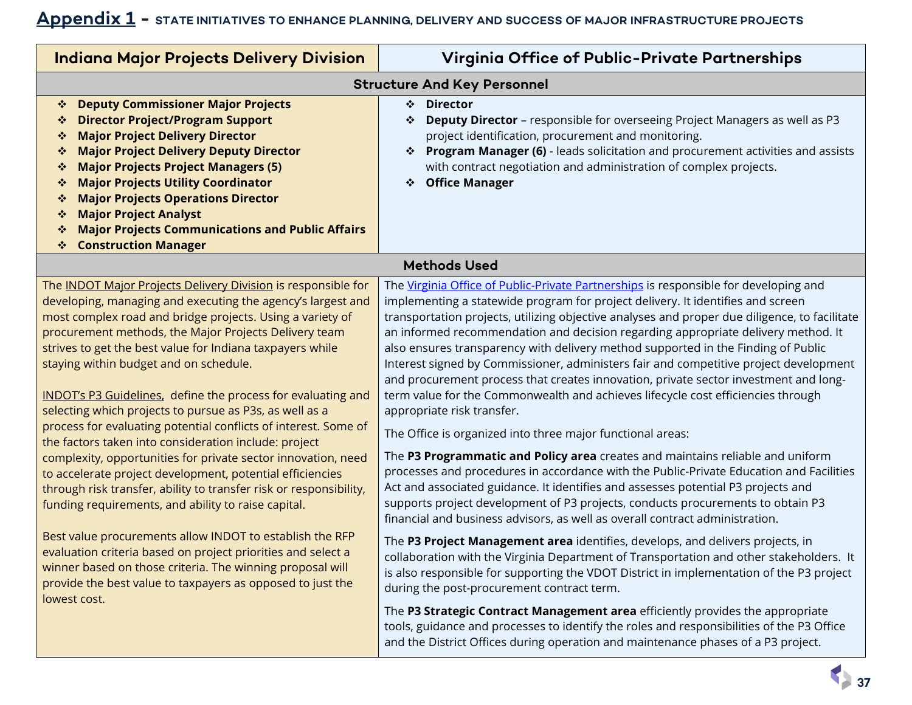## Appendix 1 - STATE INITIATIVES TO ENHANCE PLANNING, DELIVERY AND SUCCESS OF MAJOR INFRASTRUCTURE PROJECTS

| Indiana Major Projects Delivery Division | Virginia Office of Public-Private Partnerships |
|---|---|
| **Structure And Key Personnel** | |
| ❖ **Deputy Commissioner Major Projects**<br>❖ **Director Project/Program Support**<br>❖ **Major Project Delivery Director**<br>❖ **Major Project Delivery Deputy Director**<br>❖ **Major Projects Project Managers (5)**<br>❖ **Major Projects Utility Coordinator**<br>❖ **Major Projects Operations Director**<br>❖ **Major Project Analyst**<br>❖ **Major Projects Communications and Public Affairs**<br>❖ **Construction Manager** | ❖ **Director**<br>❖ **Deputy Director** – responsible for overseeing Project Managers as well as P3 project identification, procurement and monitoring.<br>❖ **Program Manager (6)** - leads solicitation and procurement activities and assists with contract negotiation and administration of complex projects.<br>❖ **Office Manager** |
| **Methods Used** | |
| The INDOT Major Projects Delivery Division is responsible for developing, managing and executing the agency's largest and most complex road and bridge projects. Using a variety of procurement methods, the Major Projects Delivery team strives to get the best value for Indiana taxpayers while staying within budget and on schedule.<br><br>INDOT's P3 Guidelines, define the process for evaluating and selecting which projects to pursue as P3s, as well as a process for evaluating potential conflicts of interest. Some of the factors taken into consideration include: project complexity, opportunities for private sector innovation, need to accelerate project development, potential efficiencies through risk transfer, ability to transfer risk or responsibility, funding requirements, and ability to raise capital.<br><br>Best value procurements allow INDOT to establish the RFP evaluation criteria based on project priorities and select a winner based on those criteria. The winning proposal will provide the best value to taxpayers as opposed to just the lowest cost. | The Virginia Office of Public-Private Partnerships is responsible for developing and implementing a statewide program for project delivery. It identifies and screen transportation projects, utilizing objective analyses and proper due diligence, to facilitate an informed recommendation and decision regarding appropriate delivery method. It also ensures transparency with delivery method supported in the Finding of Public Interest signed by Commissioner, administers fair and competitive project development and procurement process that creates innovation, private sector investment and long-term value for the Commonwealth and achieves lifecycle cost efficiencies through appropriate risk transfer.<br><br>The Office is organized into three major functional areas:<br><br>The **P3 Programmatic and Policy area** creates and maintains reliable and uniform processes and procedures in accordance with the Public-Private Education and Facilities Act and associated guidance. It identifies and assesses potential P3 projects and supports project development of P3 projects, conducts procurements to obtain P3 financial and business advisors, as well as overall contract administration.<br><br>The **P3 Project Management area** identifies, develops, and delivers projects, in collaboration with the Virginia Department of Transportation and other stakeholders. It is also responsible for supporting the VDOT District in implementation of the P3 project during the post-procurement contract term.<br><br>The **P3 Strategic Contract Management area** efficiently provides the appropriate tools, guidance and processes to identify the roles and responsibilities of the P3 Office and the District Offices during operation and maintenance phases of a P3 project. |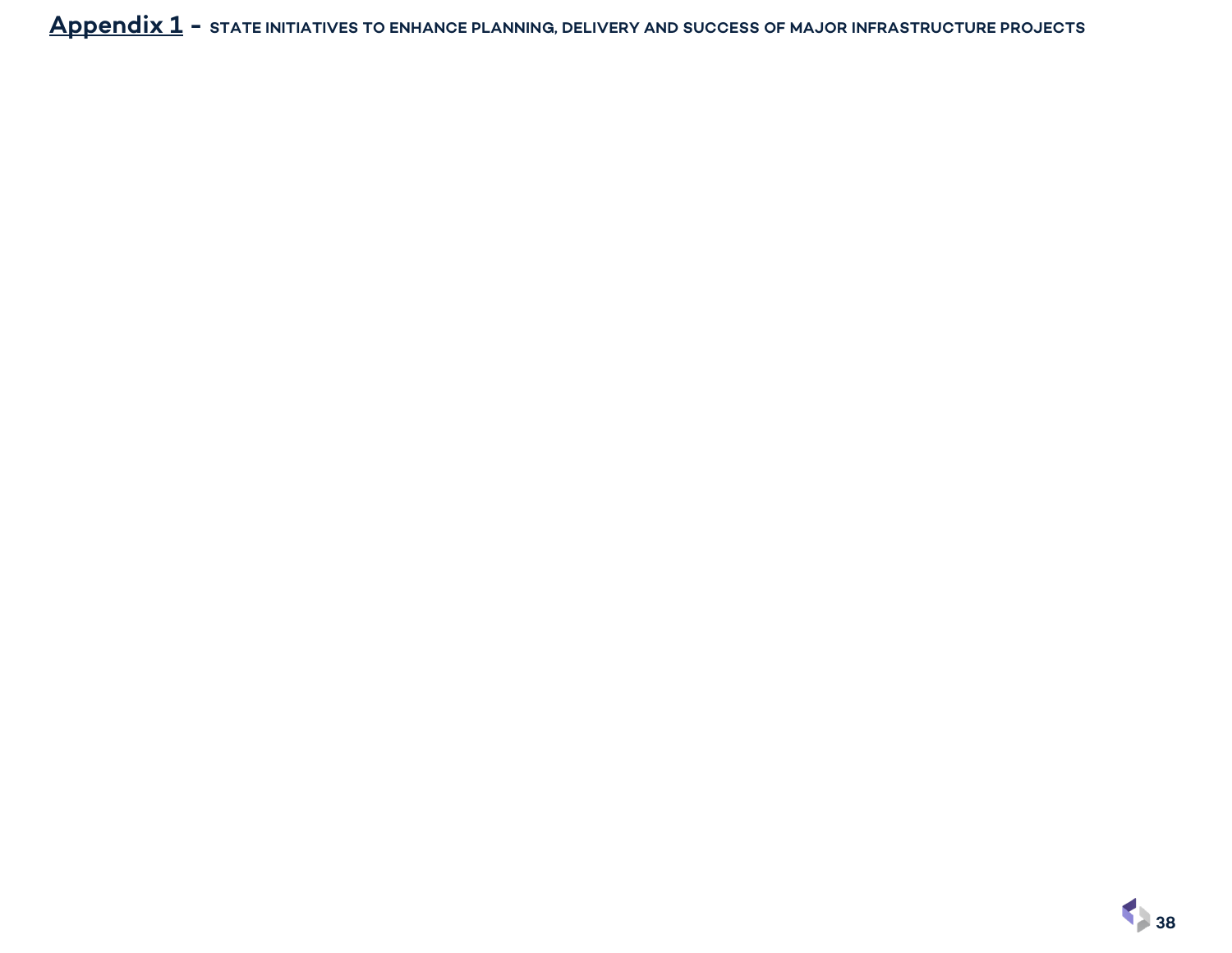# Appendix 1 - STATE INITIATIVES TO ENHANCE PLANNING, DELIVERY AND SUCCESS OF MAJOR INFRASTRUCTURE PROJECTS